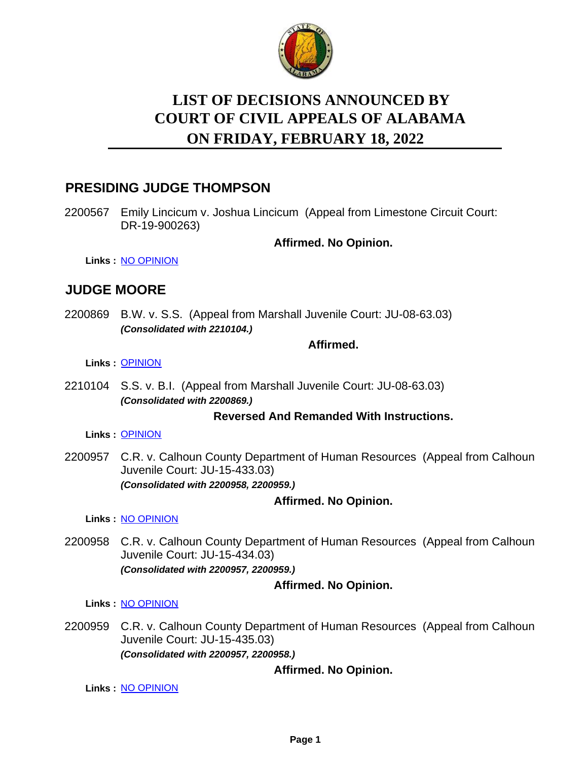# LIST OF DECISIONS ANNOUNCED BY COURT OF CIVIL APPEALS OF ALABAMA ON FRIDAY, FEBRUARY 18, 2022

## PRESIDING JUDGE THOMPSON

2200567 Emily Lincicum v. Joshua Lincicum (Appeal from Limestone Circuit Court: DR-19-900263)

**Affirmed. No Opinion.**

**Links :** NO OPINION

## JUDGE MOORE

2200869 B.W. v. S.S. (Appeal from Marshall Juvenile Court: JU-08-63.03)
***(Consolidated with 2210104.)***

**Affirmed.**

**Links :** OPINION

2210104 S.S. v. B.I. (Appeal from Marshall Juvenile Court: JU-08-63.03)
***(Consolidated with 2200869.)***

**Reversed And Remanded With Instructions.**

**Links :** OPINION

2200957 C.R. v. Calhoun County Department of Human Resources (Appeal from Calhoun Juvenile Court: JU-15-433.03)
***(Consolidated with 2200958, 2200959.)***

**Affirmed. No Opinion.**

**Links :** NO OPINION

2200958 C.R. v. Calhoun County Department of Human Resources (Appeal from Calhoun Juvenile Court: JU-15-434.03)
***(Consolidated with 2200957, 2200959.)***

**Affirmed. No Opinion.**

**Links :** NO OPINION

2200959 C.R. v. Calhoun County Department of Human Resources (Appeal from Calhoun Juvenile Court: JU-15-435.03)
***(Consolidated with 2200957, 2200958.)***

**Affirmed. No Opinion.**

**Links :** NO OPINION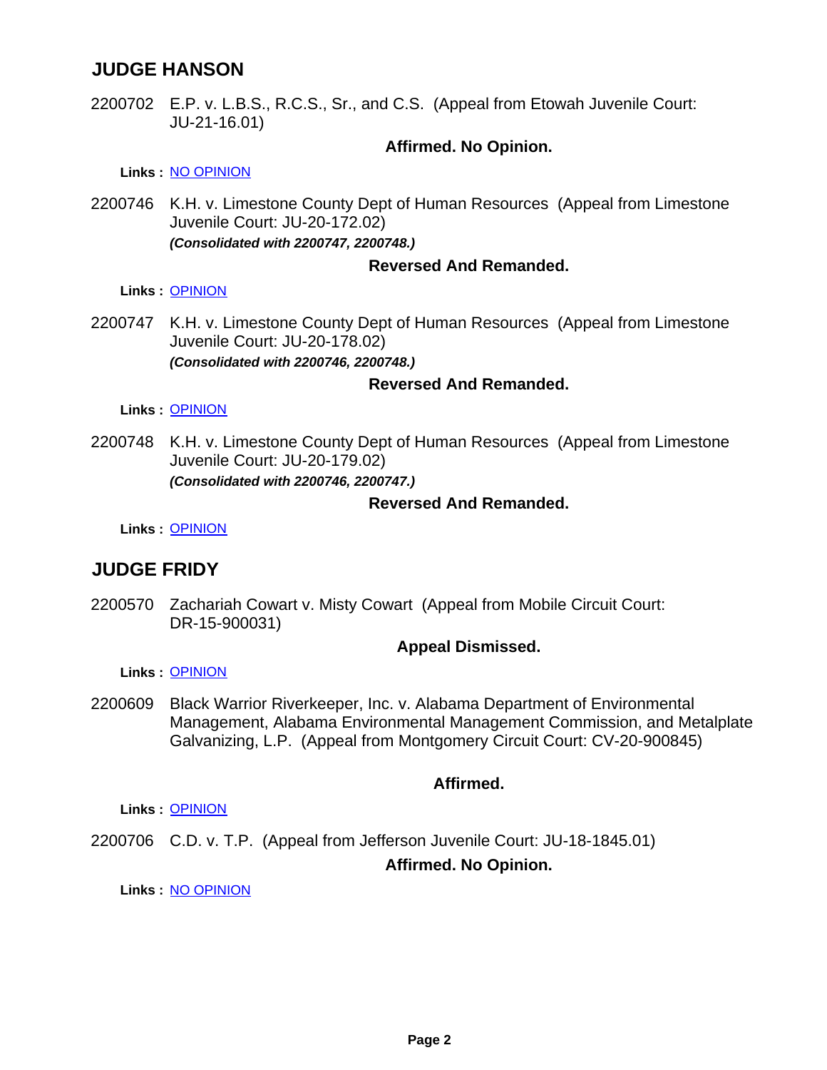## JUDGE HANSON

2200702 E.P. v. L.B.S., R.C.S., Sr., and C.S. (Appeal from Etowah Juvenile Court: JU-21-16.01)

**Affirmed. No Opinion.**

**Links :** NO OPINION

2200746 K.H. v. Limestone County Dept of Human Resources (Appeal from Limestone Juvenile Court: JU-20-172.02)
***(Consolidated with 2200747, 2200748.)***

**Reversed And Remanded.**

**Links :** OPINION

2200747 K.H. v. Limestone County Dept of Human Resources (Appeal from Limestone Juvenile Court: JU-20-178.02)
***(Consolidated with 2200746, 2200748.)***

**Reversed And Remanded.**

**Links :** OPINION

2200748 K.H. v. Limestone County Dept of Human Resources (Appeal from Limestone Juvenile Court: JU-20-179.02)
***(Consolidated with 2200746, 2200747.)***

**Reversed And Remanded.**

**Links :** OPINION

## JUDGE FRIDY

2200570 Zachariah Cowart v. Misty Cowart (Appeal from Mobile Circuit Court: DR-15-900031)

**Appeal Dismissed.**

**Links :** OPINION

2200609 Black Warrior Riverkeeper, Inc. v. Alabama Department of Environmental Management, Alabama Environmental Management Commission, and Metalplate Galvanizing, L.P. (Appeal from Montgomery Circuit Court: CV-20-900845)

**Affirmed.**

**Links :** OPINION

2200706 C.D. v. T.P. (Appeal from Jefferson Juvenile Court: JU-18-1845.01)

**Affirmed. No Opinion.**

**Links :** NO OPINION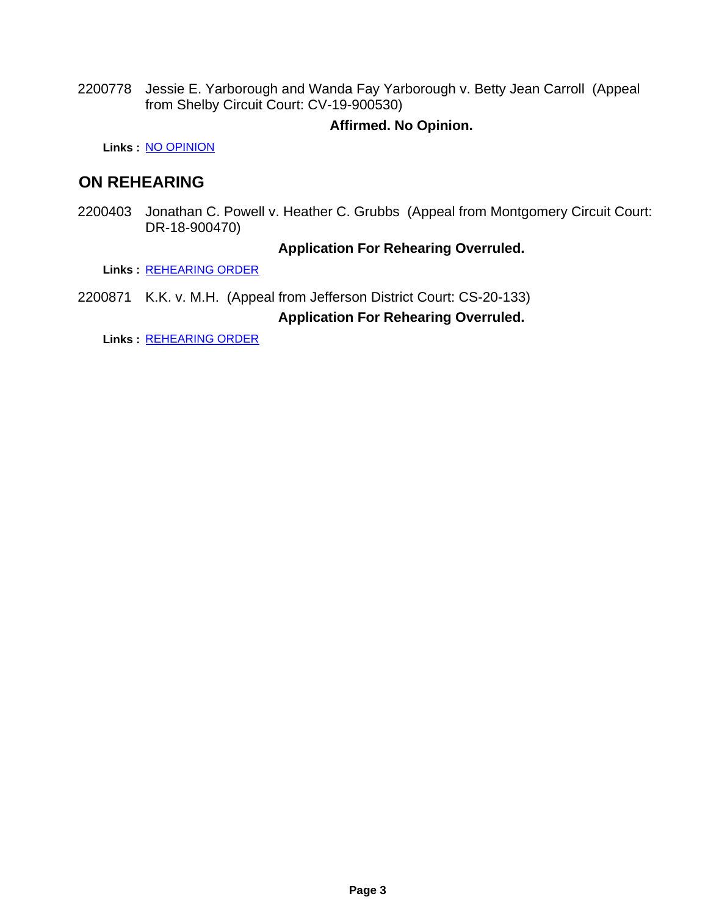2200778 Jessie E. Yarborough and Wanda Fay Yarborough v. Betty Jean Carroll (Appeal from Shelby Circuit Court: CV-19-900530)

**Affirmed. No Opinion.**

**Links :** NO OPINION

## ON REHEARING

2200403 Jonathan C. Powell v. Heather C. Grubbs (Appeal from Montgomery Circuit Court: DR-18-900470)

**Application For Rehearing Overruled.**

**Links :** REHEARING ORDER

2200871 K.K. v. M.H. (Appeal from Jefferson District Court: CS-20-133)

**Application For Rehearing Overruled.**

**Links :** REHEARING ORDER